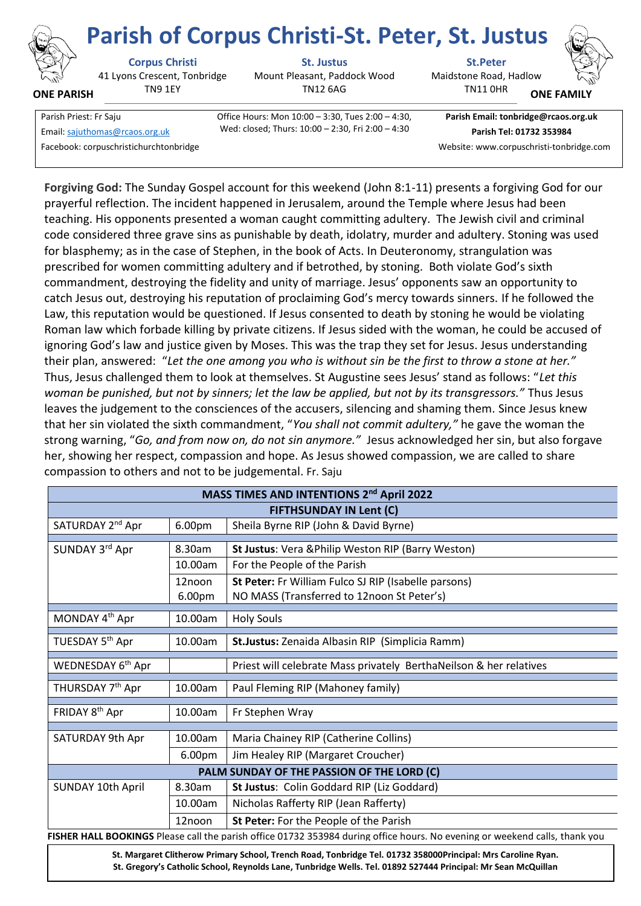# Parish of Corpus Christi-St. Peter, St. Justus

**ONE PARISH** | **ONE FAMILY**

**Corpus Christi**
41 Lyons Crescent, Tonbridge
TN9 1EY

**St. Justus**
Mount Pleasant, Paddock Wood
TN12 6AG

**St.Peter**
Maidstone Road, Hadlow
TN11 0HR

Parish Priest: Fr Saju
Email: sajuthomas@rcaos.org.uk
Facebook: corpuschristichurchtonbridge

Office Hours: Mon 10:00 – 3:30, Tues 2:00 – 4:30, Wed: closed; Thurs: 10:00 – 2:30, Fri 2:00 – 4:30

**Parish Email: tonbridge@rcaos.org.uk**
**Parish Tel: 01732 353984**
Website: www.corpuschristi-tonbridge.com

**Forgiving God:** The Sunday Gospel account for this weekend (John 8:1-11) presents a forgiving God for our prayerful reflection. The incident happened in Jerusalem, around the Temple where Jesus had been teaching. His opponents presented a woman caught committing adultery. The Jewish civil and criminal code considered three grave sins as punishable by death, idolatry, murder and adultery. Stoning was used for blasphemy; as in the case of Stephen, in the book of Acts. In Deuteronomy, strangulation was prescribed for women committing adultery and if betrothed, by stoning. Both violate God's sixth commandment, destroying the fidelity and unity of marriage. Jesus' opponents saw an opportunity to catch Jesus out, destroying his reputation of proclaiming God's mercy towards sinners. If he followed the Law, this reputation would be questioned. If Jesus consented to death by stoning he would be violating Roman law which forbade killing by private citizens. If Jesus sided with the woman, he could be accused of ignoring God's law and justice given by Moses. This was the trap they set for Jesus. Jesus understanding their plan, answered: "*Let the one among you who is without sin be the first to throw a stone at her."* Thus, Jesus challenged them to look at themselves. St Augustine sees Jesus' stand as follows: "*Let this woman be punished, but not by sinners; let the law be applied, but not by its transgressors."* Thus Jesus leaves the judgement to the consciences of the accusers, silencing and shaming them. Since Jesus knew that her sin violated the sixth commandment, "*You shall not commit adultery,"* he gave the woman the strong warning, "*Go, and from now on, do not sin anymore."* Jesus acknowledged her sin, but also forgave her, showing her respect, compassion and hope. As Jesus showed compassion, we are called to share compassion to others and not to be judgemental. Fr. Saju

| **MASS TIMES AND INTENTIONS 2nd April 2022** | | |
|---|---|---|
| **FIFTHSUNDAY IN Lent (C)** | | |
| SATURDAY 2nd Apr | 6.00pm | Sheila Byrne RIP (John & David Byrne) |
| SUNDAY 3rd Apr | 8.30am | **St Justus**: Vera &Philip Weston RIP (Barry Weston) |
| | 10.00am | For the People of the Parish |
| | 12noon | **St Peter:** Fr William Fulco SJ RIP (Isabelle parsons) |
| | 6.00pm | NO MASS (Transferred to 12noon St Peter's) |
| MONDAY 4th Apr | 10.00am | Holy Souls |
| TUESDAY 5th Apr | 10.00am | **St.Justus:** Zenaida Albasin RIP (Simplicia Ramm) |
| WEDNESDAY 6th Apr | | Priest will celebrate Mass privately BerthaNeilson & her relatives |
| THURSDAY 7th Apr | 10.00am | Paul Fleming RIP (Mahoney family) |
| FRIDAY 8th Apr | 10.00am | Fr Stephen Wray |
| SATURDAY 9th Apr | 10.00am | Maria Chainey RIP (Catherine Collins) |
| | 6.00pm | Jim Healey RIP (Margaret Croucher) |
| **PALM SUNDAY OF THE PASSION OF THE LORD (C)** | | |
| SUNDAY 10th April | 8.30am | **St Justus**: Colin Goddard RIP (Liz Goddard) |
| | 10.00am | Nicholas Rafferty RIP (Jean Rafferty) |
| | 12noon | **St Peter:** For the People of the Parish |

**FISHER HALL BOOKINGS** Please call the parish office 01732 353984 during office hours. No evening or weekend calls, thank you

**St. Margaret Clitherow Primary School, Trench Road, Tonbridge Tel. 01732 358000Principal: Mrs Caroline Ryan.**
**St. Gregory's Catholic School, Reynolds Lane, Tunbridge Wells. Tel. 01892 527444 Principal: Mr Sean McQuillan**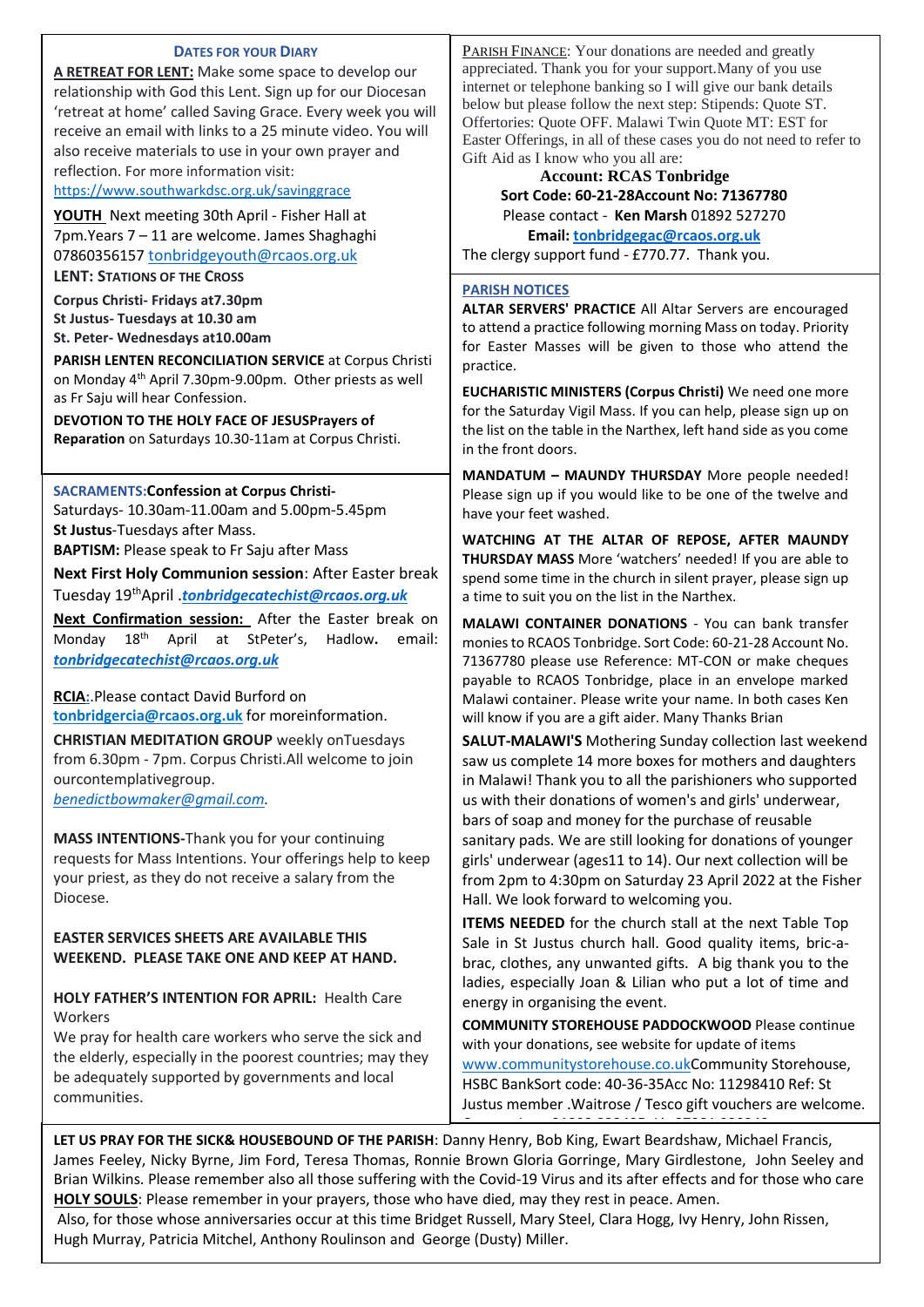## DATES FOR YOUR DIARY

**A RETREAT FOR LENT:** Make some space to develop our relationship with God this Lent. Sign up for our Diocesan 'retreat at home' called Saving Grace. Every week you will receive an email with links to a 25 minute video. You will also receive materials to use in your own prayer and reflection. For more information visit: https://www.southwarkdsc.org.uk/savinggrace

**YOUTH** Next meeting 30th April - Fisher Hall at 7pm.Years 7 – 11 are welcome. James Shaghaghi 07860356157 tonbridgeyouth@rcaos.org.uk

**LENT: STATIONS OF THE CROSS**

**Corpus Christi- Fridays at7.30pm**
**St Justus- Tuesdays at 10.30 am**
**St. Peter- Wednesdays at10.00am**

**PARISH LENTEN RECONCILIATION SERVICE** at Corpus Christi on Monday 4th April 7.30pm-9.00pm. Other priests as well as Fr Saju will hear Confession.

**DEVOTION TO THE HOLY FACE OF JESUSPrayers of Reparation** on Saturdays 10.30-11am at Corpus Christi.

**SACRAMENTS:Confession at Corpus Christi-** Saturdays- 10.30am-11.00am and 5.00pm-5.45pm
**St Justus**-Tuesdays after Mass.
**BAPTISM:** Please speak to Fr Saju after Mass

**Next First Holy Communion session**: After Easter break Tuesday 19thApril .***tonbridgecatechist@rcaos.org.uk***

**Next Confirmation session:** After the Easter break on Monday 18th April at StPeter's, Hadlow**.** email: ***tonbridgecatechist@rcaos.org.uk***

**RCIA**:.Please contact David Burford on **tonbridgercia@rcaos.org.uk** for moreinformation.

**CHRISTIAN MEDITATION GROUP** weekly onTuesdays from 6.30pm - 7pm. Corpus Christi.All welcome to join ourcontemplativegroup. *benedictbowmaker@gmail.com.*

**MASS INTENTIONS-**Thank you for your continuing requests for Mass Intentions. Your offerings help to keep your priest, as they do not receive a salary from the Diocese.

**EASTER SERVICES SHEETS ARE AVAILABLE THIS WEEKEND. PLEASE TAKE ONE AND KEEP AT HAND.**

**HOLY FATHER'S INTENTION FOR APRIL:** Health Care Workers
We pray for health care workers who serve the sick and the elderly, especially in the poorest countries; may they be adequately supported by governments and local communities.

PARISH FINANCE: Your donations are needed and greatly appreciated. Thank you for your support.Many of you use internet or telephone banking so I will give our bank details below but please follow the next step: Stipends: Quote ST. Offertories: Quote OFF. Malawi Twin Quote MT: EST for Easter Offerings, in all of these cases you do not need to refer to Gift Aid as I know who you all are:

**Account: RCAS Tonbridge**
**Sort Code: 60-21-28Account No: 71367780**
Please contact - **Ken Marsh** 01892 527270
**Email: tonbridgegac@rcaos.org.uk**

The clergy support fund - £770.77. Thank you.

## PARISH NOTICES

**ALTAR SERVERS' PRACTICE** All Altar Servers are encouraged to attend a practice following morning Mass on today. Priority for Easter Masses will be given to those who attend the practice.

**EUCHARISTIC MINISTERS (Corpus Christi)** We need one more for the Saturday Vigil Mass. If you can help, please sign up on the list on the table in the Narthex, left hand side as you come in the front doors.

**MANDATUM – MAUNDY THURSDAY** More people needed! Please sign up if you would like to be one of the twelve and have your feet washed.

**WATCHING AT THE ALTAR OF REPOSE, AFTER MAUNDY THURSDAY MASS** More 'watchers' needed! If you are able to spend some time in the church in silent prayer, please sign up a time to suit you on the list in the Narthex.

**MALAWI CONTAINER DONATIONS** - You can bank transfer monies to RCAOS Tonbridge. Sort Code: 60-21-28 Account No. 71367780 please use Reference: MT-CON or make cheques payable to RCAOS Tonbridge, place in an envelope marked Malawi container. Please write your name. In both cases Ken will know if you are a gift aider. Many Thanks Brian

**SALUT-MALAWI'S** Mothering Sunday collection last weekend saw us complete 14 more boxes for mothers and daughters in Malawi! Thank you to all the parishioners who supported us with their donations of women's and girls' underwear, bars of soap and money for the purchase of reusable sanitary pads. We are still looking for donations of younger girls' underwear (ages11 to 14). Our next collection will be from 2pm to 4:30pm on Saturday 23 April 2022 at the Fisher Hall. We look forward to welcoming you.

**ITEMS NEEDED** for the church stall at the next Table Top Sale in St Justus church hall. Good quality items, bric-a-brac, clothes, any unwanted gifts. A big thank you to the ladies, especially Joan & Lilian who put a lot of time and energy in organising the event.

**COMMUNITY STOREHOUSE PADDOCKWOOD** Please continue with your donations, see website for update of items www.communitystorehouse.co.ukCommunity Storehouse, HSBC BankSort code: 40-36-35Acc No: 11298410 Ref: St Justus member .Waitrose / Tesco gift vouchers are welcome.

**LET US PRAY FOR THE SICK& HOUSEBOUND OF THE PARISH**: Danny Henry, Bob King, Ewart Beardshaw, Michael Francis, James Feeley, Nicky Byrne, Jim Ford, Teresa Thomas, Ronnie Brown Gloria Gorringe, Mary Girdlestone, John Seeley and Brian Wilkins. Please remember also all those suffering with the Covid-19 Virus and its after effects and for those who care

**HOLY SOULS**: Please remember in your prayers, those who have died, may they rest in peace. Amen.
Also, for those whose anniversaries occur at this time Bridget Russell, Mary Steel, Clara Hogg, Ivy Henry, John Rissen, Hugh Murray, Patricia Mitchel, Anthony Roulinson and George (Dusty) Miller.